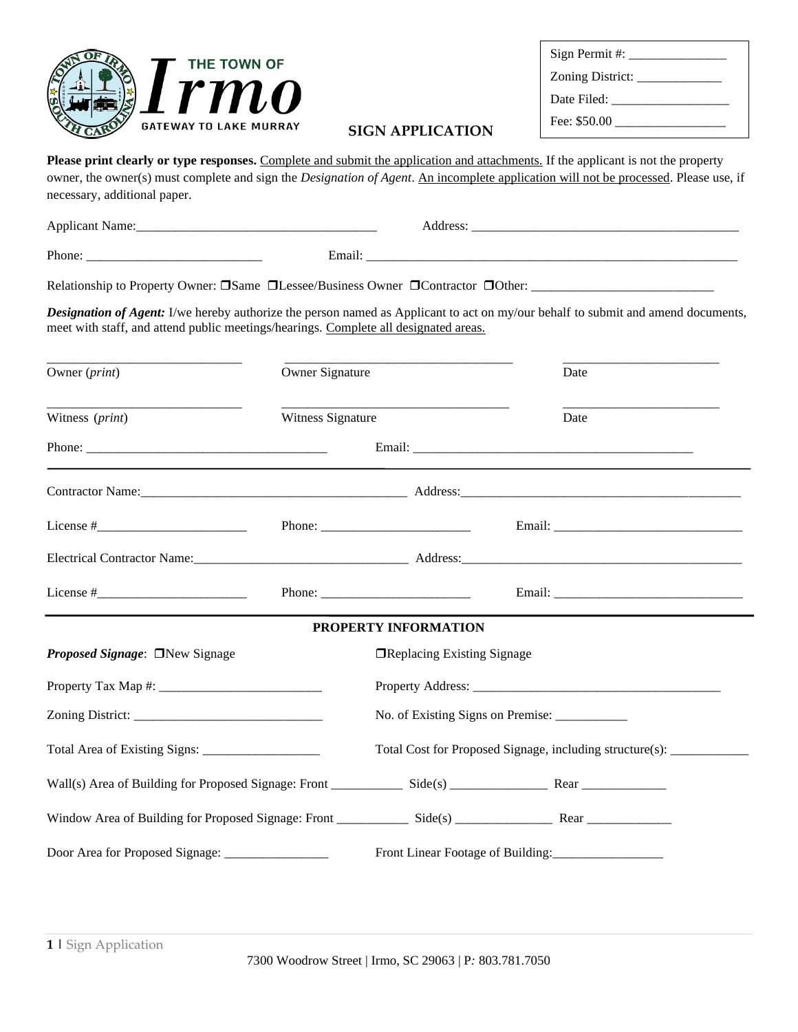THE TOWN OF
# Irmo
GATEWAY TO LAKE MURRAY

Sign Permit #: _______________
Zoning District: _____________
Date Filed: __________________
Fee: $50.00 _________________

## SIGN APPLICATION

**Please print clearly or type responses.** Complete and submit the application and attachments. If the applicant is not the property owner, the owner(s) must complete and sign the *Designation of Agent*. An incomplete application will not be processed. Please use, if necessary, additional paper.

Applicant Name:_____________________________________ Address: ___________________________________________

Phone: ___________________________ Email: ____________________________________________________________

Relationship to Property Owner: ❒Same ❒Lessee/Business Owner ❒Contractor ❒Other: ____________________________

***Designation of Agent:*** I/we hereby authorize the person named as Applicant to act on my/our behalf to submit and amend documents, meet with staff, and attend public meetings/hearings. Complete all designated areas.

______________________________ ___________________________________ ________________________
Owner (*print*) Owner Signature Date

______________________________ ___________________________________ ________________________
Witness (*print*) Witness Signature Date

Phone: _____________________________________ Email: ____________________________________________

---

Contractor Name:_________________________________________ Address:_____________________________________________

License #_______________________ Phone: _______________________ Email: _____________________________

Electrical Contractor Name:_________________________________ Address:_____________________________________________

License #_______________________ Phone: _______________________ Email: _____________________________

---

### PROPERTY INFORMATION

***Proposed Signage***: ❒New Signage ❒Replacing Existing Signage

Property Tax Map #: _________________________ Property Address: _______________________________________

Zoning District: _____________________________ No. of Existing Signs on Premise: ___________

Total Area of Existing Signs: __________________ Total Cost for Proposed Signage, including structure(s): ____________

Wall(s) Area of Building for Proposed Signage: Front ___________ Side(s) _______________ Rear _____________

Window Area of Building for Proposed Signage: Front ___________ Side(s) _______________ Rear _____________

Door Area for Proposed Signage: ________________ Front Linear Footage of Building:_________________

7300 Woodrow Street | Irmo, SC 29063 | P: 803.781.7050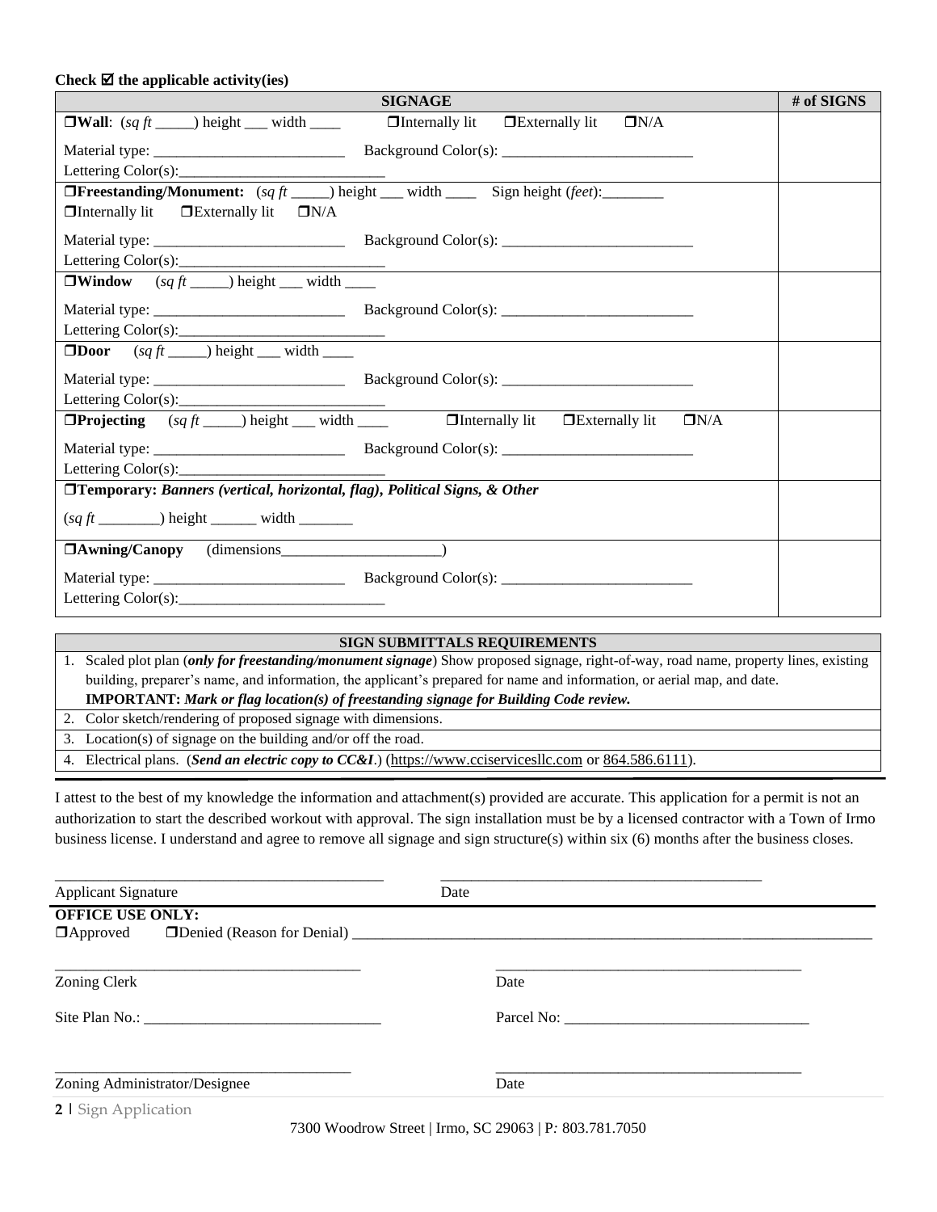**Check ☑ the applicable activity(ies)**

| SIGNAGE | # of SIGNS |
|---|---|
| ❒**Wall**: (*sq ft* _____) height ___ width ____ ❒Internally lit ❒Externally lit ❒N/A<br>Material type: _________________________ Background Color(s): _________________________<br>Lettering Color(s):___________________________ | |
| ❒**Freestanding/Monument:** (*sq ft* _____) height ___ width ____ Sign height (*feet*):________<br>❒Internally lit ❒Externally lit ❒N/A<br>Material type: _________________________ Background Color(s): _________________________<br>Lettering Color(s):___________________________ | |
| ❒**Window** (*sq ft* _____) height ___ width ____<br>Material type: _________________________ Background Color(s): _________________________<br>Lettering Color(s):___________________________ | |
| ❒**Door** (*sq ft* _____) height ___ width ____<br>Material type: _________________________ Background Color(s): _________________________<br>Lettering Color(s):___________________________ | |
| ❒**Projecting** (*sq ft* _____) height ___ width ____ ❒Internally lit ❒Externally lit ❒N/A<br>Material type: _________________________ Background Color(s): _________________________<br>Lettering Color(s):___________________________ | |
| ❒**Temporary:** ***Banners (vertical, horizontal, flag), Political Signs, & Other***<br>(*sq ft* ________) height ______ width _______ | |
| ❒**Awning/Canopy** (dimensions_____________________)<br>Material type: _________________________ Background Color(s): _________________________<br>Lettering Color(s):___________________________ | |

| SIGN SUBMITTALS REQUIREMENTS |
|---|
| 1. Scaled plot plan (***only for freestanding/monument signage***) Show proposed signage, right-of-way, road name, property lines, existing building, preparer's name, and information, the applicant's prepared for name and information, or aerial map, and date.<br>**IMPORTANT:** ***Mark or flag location(s) of freestanding signage for Building Code review.*** |
| 2. Color sketch/rendering of proposed signage with dimensions. |
| 3. Location(s) of signage on the building and/or off the road. |
| 4. Electrical plans. (***Send an electric copy to CC&I***.) (https://www.cciservicesllc.com or 864.586.6111). |

I attest to the best of my knowledge the information and attachment(s) provided are accurate. This application for a permit is not an authorization to start the described workout with approval. The sign installation must be by a licensed contractor with a Town of Irmo business license. I understand and agree to remove all signage and sign structure(s) within six (6) months after the business closes.

_____________________________________________ _____________________________________________
Applicant Signature Date

**OFFICE USE ONLY:**
❒Approved ❒Denied (Reason for Denial) _____________________________________________

_________________________________________ _________________________________________
Zoning Clerk Date

Site Plan No.: _______________________________ Parcel No: ________________________________

_________________________________________ _________________________________________
Zoning Administrator/Designee Date

7300 Woodrow Street | Irmo, SC 29063 | P: 803.781.7050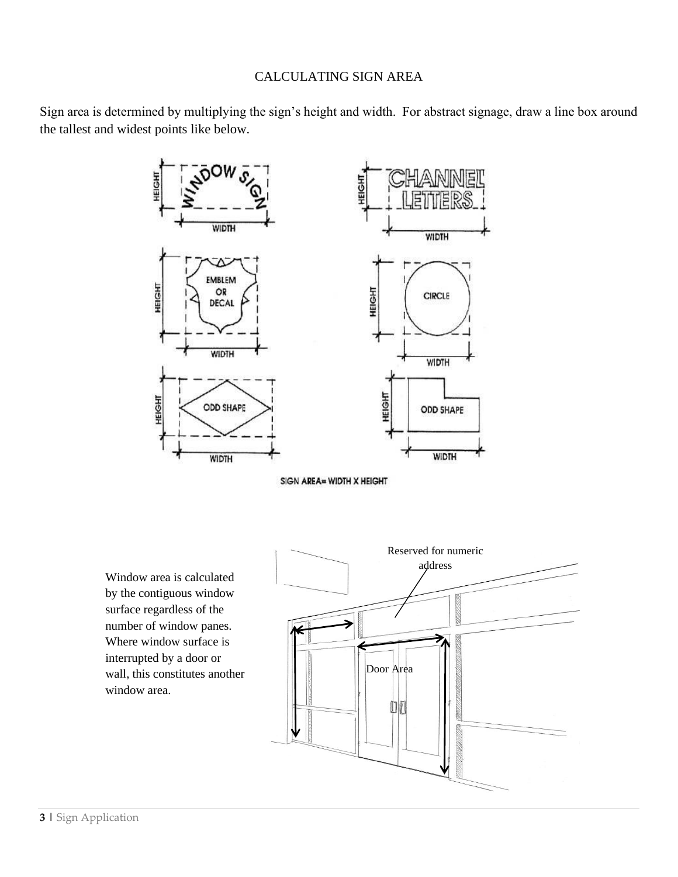# CALCULATING SIGN AREA

Sign area is determined by multiplying the sign's height and width. For abstract signage, draw a line box around the tallest and widest points like below.

SIGN AREA= WIDTH X HEIGHT

Window area is calculated by the contiguous window surface regardless of the number of window panes. Where window surface is interrupted by a door or wall, this constitutes another window area.

Reserved for numeric address

Door Area